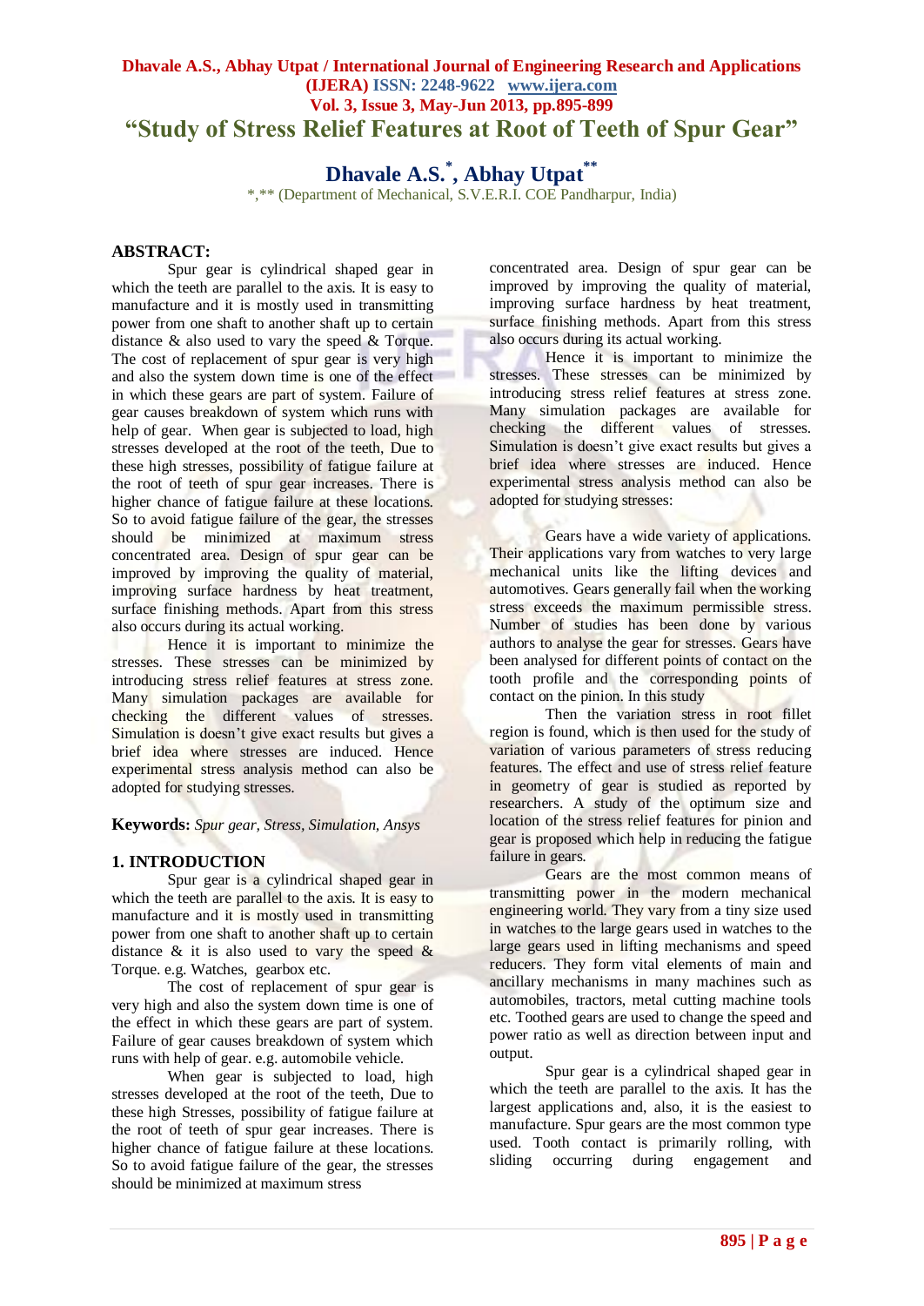# "Study of Stress Relief Features at Root of Teeth of Spur Gear"

## Dhavale A.S.*, Abhay Utpat**

*,** (Department of Mechanical, S.V.E.R.I. COE Pandharpur, India)

**ABSTRACT:**

Spur gear is cylindrical shaped gear in which the teeth are parallel to the axis. It is easy to manufacture and it is mostly used in transmitting power from one shaft to another shaft up to certain distance & also used to vary the speed & Torque. The cost of replacement of spur gear is very high and also the system down time is one of the effect in which these gears are part of system. Failure of gear causes breakdown of system which runs with help of gear. When gear is subjected to load, high stresses developed at the root of the teeth, Due to these high stresses, possibility of fatigue failure at the root of teeth of spur gear increases. There is higher chance of fatigue failure at these locations. So to avoid fatigue failure of the gear, the stresses should be minimized at maximum stress concentrated area. Design of spur gear can be improved by improving the quality of material, improving surface hardness by heat treatment, surface finishing methods. Apart from this stress also occurs during its actual working.

Hence it is important to minimize the stresses. These stresses can be minimized by introducing stress relief features at stress zone. Many simulation packages are available for checking the different values of stresses. Simulation is doesn't give exact results but gives a brief idea where stresses are induced. Hence experimental stress analysis method can also be adopted for studying stresses.

**Keywords:** *Spur gear, Stress, Simulation, Ansys*

## 1. INTRODUCTION

Spur gear is a cylindrical shaped gear in which the teeth are parallel to the axis. It is easy to manufacture and it is mostly used in transmitting power from one shaft to another shaft up to certain distance & it is also used to vary the speed & Torque. e.g. Watches, gearbox etc.

The cost of replacement of spur gear is very high and also the system down time is one of the effect in which these gears are part of system. Failure of gear causes breakdown of system which runs with help of gear. e.g. automobile vehicle.

When gear is subjected to load, high stresses developed at the root of the teeth, Due to these high Stresses, possibility of fatigue failure at the root of teeth of spur gear increases. There is higher chance of fatigue failure at these locations. So to avoid fatigue failure of the gear, the stresses should be minimized at maximum stress concentrated area. Design of spur gear can be improved by improving the quality of material, improving surface hardness by heat treatment, surface finishing methods. Apart from this stress also occurs during its actual working.

Hence it is important to minimize the stresses. These stresses can be minimized by introducing stress relief features at stress zone. Many simulation packages are available for checking the different values of stresses. Simulation is doesn't give exact results but gives a brief idea where stresses are induced. Hence experimental stress analysis method can also be adopted for studying stresses:

Gears have a wide variety of applications. Their applications vary from watches to very large mechanical units like the lifting devices and automotives. Gears generally fail when the working stress exceeds the maximum permissible stress. Number of studies has been done by various authors to analyse the gear for stresses. Gears have been analysed for different points of contact on the tooth profile and the corresponding points of contact on the pinion. In this study

Then the variation stress in root fillet region is found, which is then used for the study of variation of various parameters of stress reducing features. The effect and use of stress relief feature in geometry of gear is studied as reported by researchers. A study of the optimum size and location of the stress relief features for pinion and gear is proposed which help in reducing the fatigue failure in gears.

Gears are the most common means of transmitting power in the modern mechanical engineering world. They vary from a tiny size used in watches to the large gears used in watches to the large gears used in lifting mechanisms and speed reducers. They form vital elements of main and ancillary mechanisms in many machines such as automobiles, tractors, metal cutting machine tools etc. Toothed gears are used to change the speed and power ratio as well as direction between input and output.

Spur gear is a cylindrical shaped gear in which the teeth are parallel to the axis. It has the largest applications and, also, it is the easiest to manufacture. Spur gears are the most common type used. Tooth contact is primarily rolling, with sliding occurring during engagement and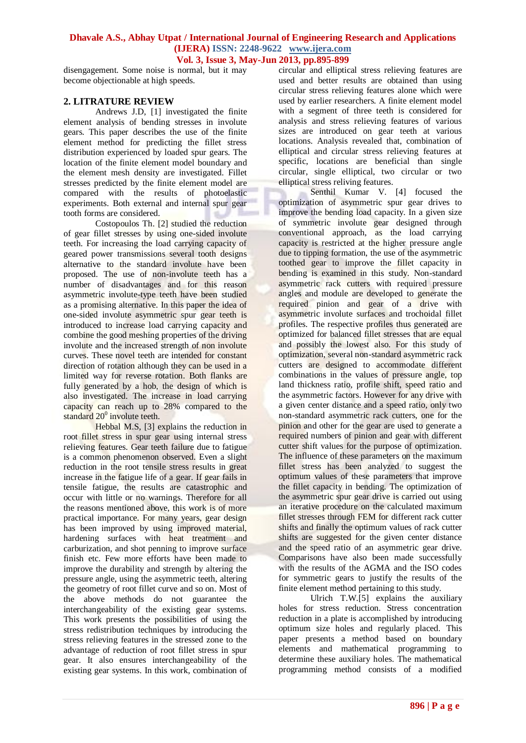disengagement. Some noise is normal, but it may become objectionable at high speeds.

## 2. LITRATURE REVIEW

Andrews J.D, [1] investigated the finite element analysis of bending stresses in involute gears. This paper describes the use of the finite element method for predicting the fillet stress distribution experienced by loaded spur gears. The location of the finite element model boundary and the element mesh density are investigated. Fillet stresses predicted by the finite element model are compared with the results of photoelastic experiments. Both external and internal spur gear tooth forms are considered.

Costopoulos Th. [2] studied the reduction of gear fillet stresses by using one-sided involute teeth. For increasing the load carrying capacity of geared power transmissions several tooth designs alternative to the standard involute have been proposed. The use of non-involute teeth has a number of disadvantages and for this reason asymmetric involute-type teeth have been studied as a promising alternative. In this paper the idea of one-sided involute asymmetric spur gear teeth is introduced to increase load carrying capacity and combine the good meshing properties of the driving involute and the increased strength of non involute curves. These novel teeth are intended for constant direction of rotation although they can be used in a limited way for reverse rotation. Both flanks are fully generated by a hob, the design of which is also investigated. The increase in load carrying capacity can reach up to 28% compared to the standard $20^0$ involute teeth.

Hebbal M.S, [3] explains the reduction in root fillet stress in spur gear using internal stress relieving features. Gear teeth failure due to fatigue is a common phenomenon observed. Even a slight reduction in the root tensile stress results in great increase in the fatigue life of a gear. If gear fails in tensile fatigue, the results are catastrophic and occur with little or no warnings. Therefore for all the reasons mentioned above, this work is of more practical importance. For many years, gear design has been improved by using improved material, hardening surfaces with heat treatment and carburization, and shot penning to improve surface finish etc. Few more efforts have been made to improve the durability and strength by altering the pressure angle, using the asymmetric teeth, altering the geometry of root fillet curve and so on. Most of the above methods do not guarantee the interchangeability of the existing gear systems. This work presents the possibilities of using the stress redistribution techniques by introducing the stress relieving features in the stressed zone to the advantage of reduction of root fillet stress in spur gear. It also ensures interchangeability of the existing gear systems. In this work, combination of circular and elliptical stress relieving features are used and better results are obtained than using circular stress relieving features alone which were used by earlier researchers. A finite element model with a segment of three teeth is considered for analysis and stress relieving features of various sizes are introduced on gear teeth at various locations. Analysis revealed that, combination of elliptical and circular stress relieving features at specific, locations are beneficial than single circular, single elliptical, two circular or two elliptical stress reliving features.

Senthil Kumar V. [4] focused the optimization of asymmetric spur gear drives to improve the bending load capacity. In a given size of symmetric involute gear designed through conventional approach, as the load carrying capacity is restricted at the higher pressure angle due to tipping formation, the use of the asymmetric toothed gear to improve the fillet capacity in bending is examined in this study. Non-standard asymmetric rack cutters with required pressure angles and module are developed to generate the required pinion and gear of a drive with asymmetric involute surfaces and trochoidal fillet profiles. The respective profiles thus generated are optimized for balanced fillet stresses that are equal and possibly the lowest also. For this study of optimization, several non-standard asymmetric rack cutters are designed to accommodate different combinations in the values of pressure angle, top land thickness ratio, profile shift, speed ratio and the asymmetric factors. However for any drive with a given center distance and a speed ratio, only two non-standard asymmetric rack cutters, one for the pinion and other for the gear are used to generate a required numbers of pinion and gear with different cutter shift values for the purpose of optimization. The influence of these parameters on the maximum fillet stress has been analyzed to suggest the optimum values of these parameters that improve the fillet capacity in bending. The optimization of the asymmetric spur gear drive is carried out using an iterative procedure on the calculated maximum fillet stresses through FEM for different rack cutter shifts and finally the optimum values of rack cutter shifts are suggested for the given center distance and the speed ratio of an asymmetric gear drive. Comparisons have also been made successfully with the results of the AGMA and the ISO codes for symmetric gears to justify the results of the finite element method pertaining to this study.

Ulrich T.W.[5] explains the auxiliary holes for stress reduction. Stress concentration reduction in a plate is accomplished by introducing optimum size holes and regularly placed. This paper presents a method based on boundary elements and mathematical programming to determine these auxiliary holes. The mathematical programming method consists of a modified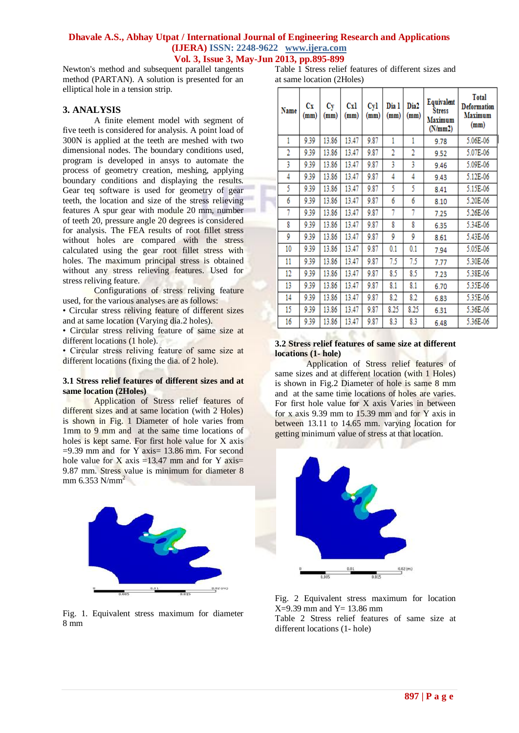Newton's method and subsequent parallel tangents method (PARTAN). A solution is presented for an elliptical hole in a tension strip.

## 3. ANALYSIS

A finite element model with segment of five teeth is considered for analysis. A point load of 300N is applied at the teeth are meshed with two dimensional nodes. The boundary conditions used, program is developed in ansys to automate the process of geometry creation, meshing, applying boundary conditions and displaying the results. Gear teq software is used for geometry of gear teeth, the location and size of the stress relieving features A spur gear with module 20 mm, number of teeth 20, pressure angle 20 degrees is considered for analysis. The FEA results of root fillet stress without holes are compared with the stress calculated using the gear root fillet stress with holes. The maximum principal stress is obtained without any stress relieving features. Used for stress reliving feature.

Configurations of stress reliving feature used, for the various analyses are as follows:

- Circular stress reliving feature of different sizes and at same location (Varying dia.2 holes).
- Circular stress reliving feature of same size at different locations (1 hole).
- Circular stress reliving feature of same size at different locations (fixing the dia. of 2 hole).

### 3.1 Stress relief features of different sizes and at same location (2Holes)

Application of Stress relief features of different sizes and at same location (with 2 Holes) is shown in Fig. 1 Diameter of hole varies from 1mm to 9 mm and at the same time locations of holes is kept same. For first hole value for X axis =9.39 mm and for Y axis= 13.86 mm. For second hole value for X axis =13.47 mm and for Y axis= 9.87 mm. Stress value is minimum for diameter 8 mm 6.353 N/mm$^2$

Fig. 1. Equivalent stress maximum for diameter 8 mm

Table 1 Stress relief features of different sizes and at same location (2Holes)

| Name | Cx (mm) | Cy (mm) | Cx1 (mm) | Cy1 (mm) | Dia 1 (mm) | Dia2 (mm) | Equivalent Stress Maximum (N/mm2) | Total Deformation Maximum (mm) |
|---|---|---|---|---|---|---|---|---|
| 1 | 9.39 | 13.86 | 13.47 | 9.87 | 1 | 1 | 9.78 | 5.06E-06 |
| 2 | 9.39 | 13.86 | 13.47 | 9.87 | 2 | 2 | 9.52 | 5.07E-06 |
| 3 | 9.39 | 13.86 | 13.47 | 9.87 | 3 | 3 | 9.46 | 5.09E-06 |
| 4 | 9.39 | 13.86 | 13.47 | 9.87 | 4 | 4 | 9.43 | 5.12E-06 |
| 5 | 9.39 | 13.86 | 13.47 | 9.87 | 5 | 5 | 8.41 | 5.15E-06 |
| 6 | 9.39 | 13.86 | 13.47 | 9.87 | 6 | 6 | 8.10 | 5.20E-06 |
| 7 | 9.39 | 13.86 | 13.47 | 9.87 | 7 | 7 | 7.25 | 5.26E-06 |
| 8 | 9.39 | 13.86 | 13.47 | 9.87 | 8 | 8 | 6.35 | 5.34E-06 |
| 9 | 9.39 | 13.86 | 13.47 | 9.87 | 9 | 9 | 8.61 | 5.43E-06 |
| 10 | 9.39 | 13.86 | 13.47 | 9.87 | 0.1 | 0.1 | 7.94 | 5.05E-06 |
| 11 | 9.39 | 13.86 | 13.47 | 9.87 | 7.5 | 7.5 | 7.77 | 5.30E-06 |
| 12 | 9.39 | 13.86 | 13.47 | 9.87 | 8.5 | 8.5 | 7.23 | 5.38E-06 |
| 13 | 9.39 | 13.86 | 13.47 | 9.87 | 8.1 | 8.1 | 6.70 | 5.35E-06 |
| 14 | 9.39 | 13.86 | 13.47 | 9.87 | 8.2 | 8.2 | 6.83 | 5.35E-06 |
| 15 | 9.39 | 13.86 | 13.47 | 9.87 | 8.25 | 8.25 | 6.31 | 5.36E-06 |
| 16 | 9.39 | 13.86 | 13.47 | 9.87 | 8.3 | 8.3 | 6.48 | 5.36E-06 |

### 3.2 Stress relief features of same size at different locations (1- hole)

Application of Stress relief features of same sizes and at different location (with 1 Holes) is shown in Fig.2 Diameter of hole is same 8 mm and at the same time locations of holes are varies. For first hole value for X axis Varies in between for x axis 9.39 mm to 15.39 mm and for Y axis in between 13.11 to 14.65 mm. varying location for getting minimum value of stress at that location.

Fig. 2 Equivalent stress maximum for location X=9.39 mm and Y= 13.86 mm

Table 2 Stress relief features of same size at different locations (1- hole)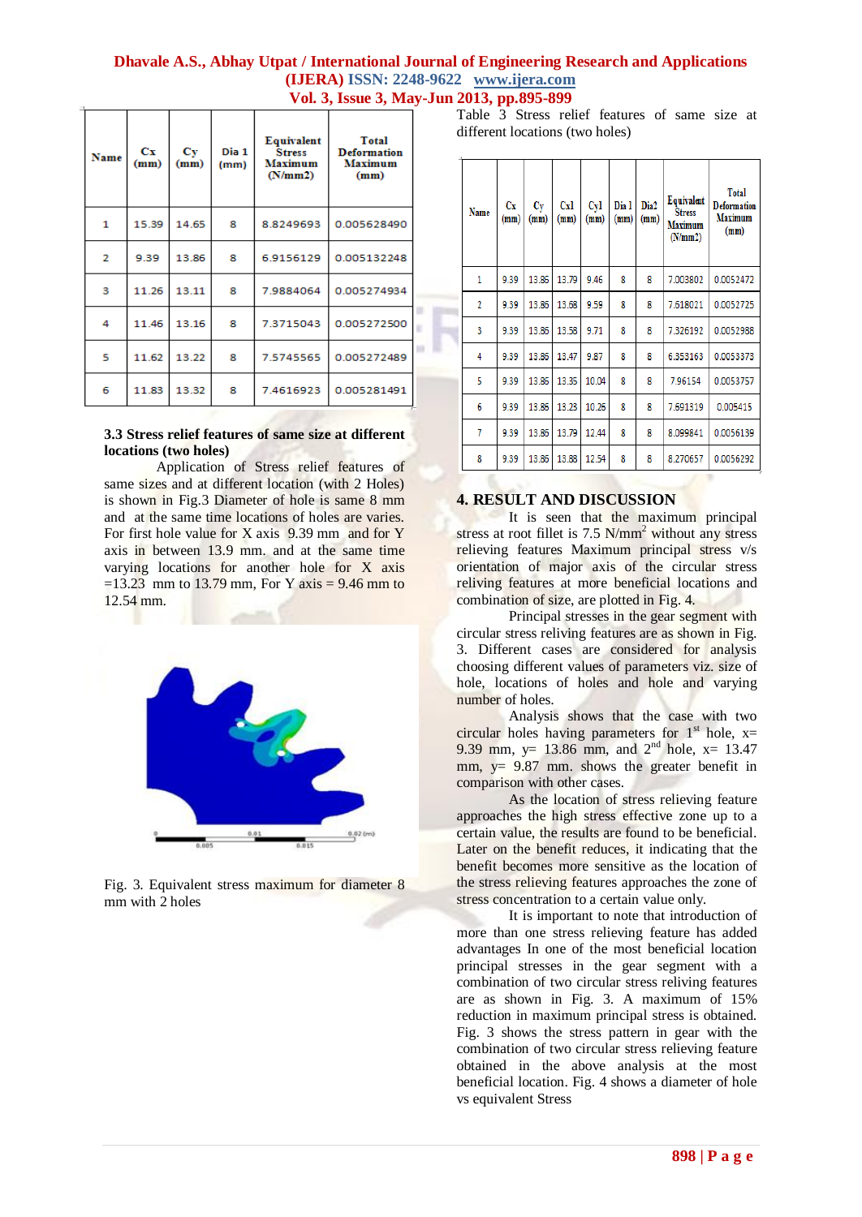| Name | Cx (mm) | Cy (mm) | Dia 1 (mm) | Equivalent Stress Maximum (N/mm2) | Total Deformation Maximum (mm) |
|---|---|---|---|---|---|
| 1 | 15.39 | 14.65 | 8 | 8.8249693 | 0.005628490 |
| 2 | 9.39 | 13.86 | 8 | 6.9156129 | 0.005132248 |
| 3 | 11.26 | 13.11 | 8 | 7.9884064 | 0.005274934 |
| 4 | 11.46 | 13.16 | 8 | 7.3715043 | 0.005272500 |
| 5 | 11.62 | 13.22 | 8 | 7.5745565 | 0.005272489 |
| 6 | 11.83 | 13.32 | 8 | 7.4616923 | 0.005281491 |

### 3.3 Stress relief features of same size at different locations (two holes)

Application of Stress relief features of same sizes and at different location (with 2 Holes) is shown in Fig.3 Diameter of hole is same 8 mm and at the same time locations of holes are varies. For first hole value for X axis 9.39 mm and for Y axis in between 13.9 mm. and at the same time varying locations for another hole for X axis =13.23 mm to 13.79 mm, For Y axis = 9.46 mm to 12.54 mm.

Fig. 3. Equivalent stress maximum for diameter 8 mm with 2 holes

Table 3 Stress relief features of same size at different locations (two holes)

| Name | Cx (mm) | Cy (mm) | Cx1 (mm) | Cy1 (mm) | Dia 1 (mm) | Dia2 (mm) | Equivalent Stress Maximum (N/mm2) | Total Deformation Maximum (mm) |
|---|---|---|---|---|---|---|---|---|
| 1 | 9.39 | 13.86 | 13.79 | 9.46 | 8 | 8 | 7.003802 | 0.0052472 |
| 2 | 9.39 | 13.86 | 13.68 | 9.59 | 8 | 8 | 7.618021 | 0.0052725 |
| 3 | 9.39 | 13.86 | 13.58 | 9.71 | 8 | 8 | 7.326192 | 0.0052988 |
| 4 | 9.39 | 13.86 | 13.47 | 9.87 | 8 | 8 | 6.353163 | 0.0053373 |
| 5 | 9.39 | 13.86 | 13.35 | 10.04 | 8 | 8 | 7.96154 | 0.0053757 |
| 6 | 9.39 | 13.86 | 13.23 | 10.25 | 8 | 8 | 7.691319 | 0.005415 |
| 7 | 9.39 | 13.86 | 13.79 | 12.44 | 8 | 8 | 8.099841 | 0.0056139 |
| 8 | 9.39 | 13.86 | 13.88 | 12.54 | 8 | 8 | 8.270657 | 0.0056292 |

## 4. RESULT AND DISCUSSION

It is seen that the maximum principal stress at root fillet is 7.5 $N/mm^2$ without any stress relieving features Maximum principal stress v/s orientation of major axis of the circular stress reliving features at more beneficial locations and combination of size, are plotted in Fig. 4.

Principal stresses in the gear segment with circular stress reliving features are as shown in Fig. 3. Different cases are considered for analysis choosing different values of parameters viz. size of hole, locations of holes and hole and varying number of holes.

Analysis shows that the case with two circular holes having parameters for 1st hole, x= 9.39 mm, y= 13.86 mm, and 2nd hole, x= 13.47 mm, y= 9.87 mm. shows the greater benefit in comparison with other cases.

As the location of stress relieving feature approaches the high stress effective zone up to a certain value, the results are found to be beneficial. Later on the benefit reduces, it indicating that the benefit becomes more sensitive as the location of the stress relieving features approaches the zone of stress concentration to a certain value only.

It is important to note that introduction of more than one stress relieving feature has added advantages In one of the most beneficial location principal stresses in the gear segment with a combination of two circular stress reliving features are as shown in Fig. 3. A maximum of 15% reduction in maximum principal stress is obtained. Fig. 3 shows the stress pattern in gear with the combination of two circular stress relieving feature obtained in the above analysis at the most beneficial location. Fig. 4 shows a diameter of hole vs equivalent Stress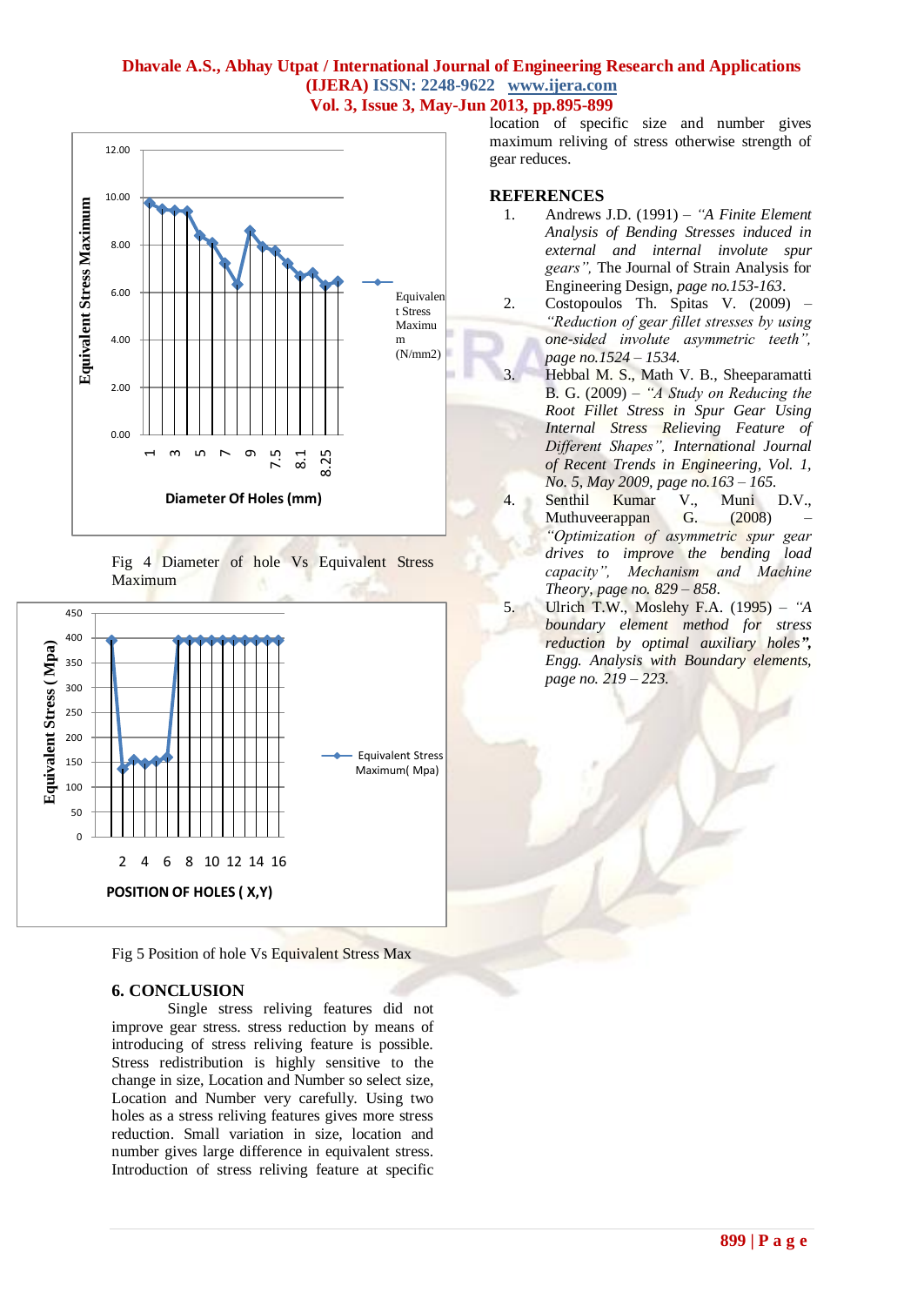12.00
10.00
8.00
6.00
4.00
2.00
0.00

Equivalent Stress Maximum

1
3
5
7
9
7.5
8.1
8.25

Diameter Of Holes (mm)

Equivalent Stress Maximum (N/mm2)

Fig 4 Diameter of hole Vs Equivalent Stress Maximum

450
400
350
300
250
200
150
100
50
0

Equivalent Stress ( Mpa)

2 4 6 8 10 12 14 16

POSITION OF HOLES ( X,Y)

Equivalent Stress Maximum( Mpa)

Fig 5 Position of hole Vs Equivalent Stress Max

## 6. CONCLUSION

Single stress reliving features did not improve gear stress. stress reduction by means of introducing of stress reliving feature is possible. Stress redistribution is highly sensitive to the change in size, Location and Number so select size, Location and Number very carefully. Using two holes as a stress reliving features gives more stress reduction. Small variation in size, location and number gives large difference in equivalent stress. Introduction of stress reliving feature at specific location of specific size and number gives maximum reliving of stress otherwise strength of gear reduces.

## REFERENCES

1. Andrews J.D. (1991) – *"A Finite Element Analysis of Bending Stresses induced in external and internal involute spur gears",* The Journal of Strain Analysis for Engineering Design, *page no.153-163*.
2. Costopoulos Th. Spitas V. (2009) – *"Reduction of gear fillet stresses by using one-sided involute asymmetric teeth", page no.1524 – 1534.*
3. Hebbal M. S., Math V. B., Sheeparamatti B. G. (2009) – *"A Study on Reducing the Root Fillet Stress in Spur Gear Using Internal Stress Relieving Feature of Different Shapes", International Journal of Recent Trends in Engineering, Vol. 1, No. 5, May 2009, page no.163 – 165.*
4. Senthil Kumar V., Muni D.V., Muthuveerappan G. (2008) – *"Optimization of asymmetric spur gear drives to improve the bending load capacity", Mechanism and Machine Theory, page no. 829 – 858.*
5. Ulrich T.W., Moslehy F.A. (1995) – *"A boundary element method for stress reduction by optimal auxiliary holes", Engg. Analysis with Boundary elements, page no. 219 – 223.*